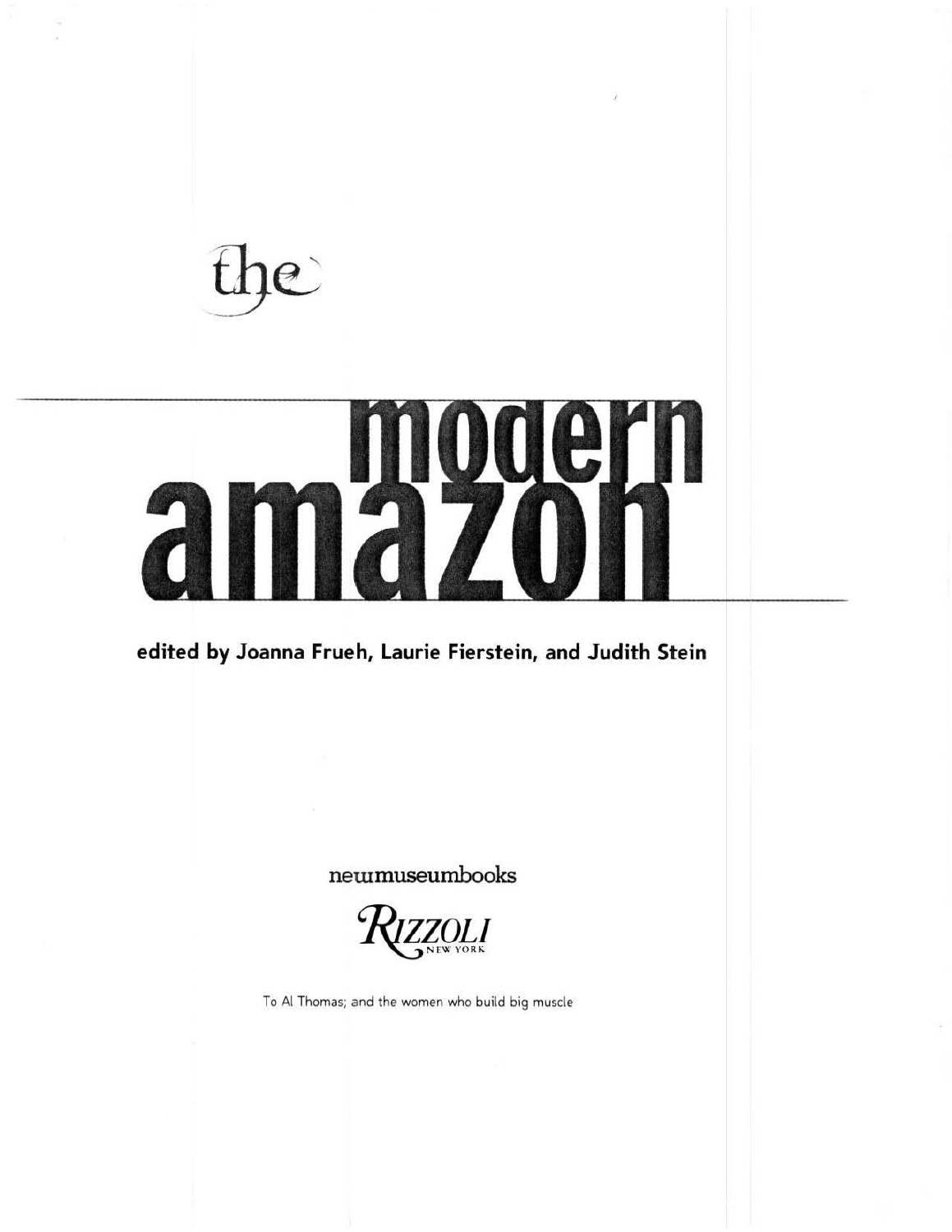# the modern amazon

**edited by Joanna Frueh, Laurie Fierstein, and Judith Stein**

newmuseumbooks

RIZZOLI NEW YORK

To Al Thomas; and the women who build big muscle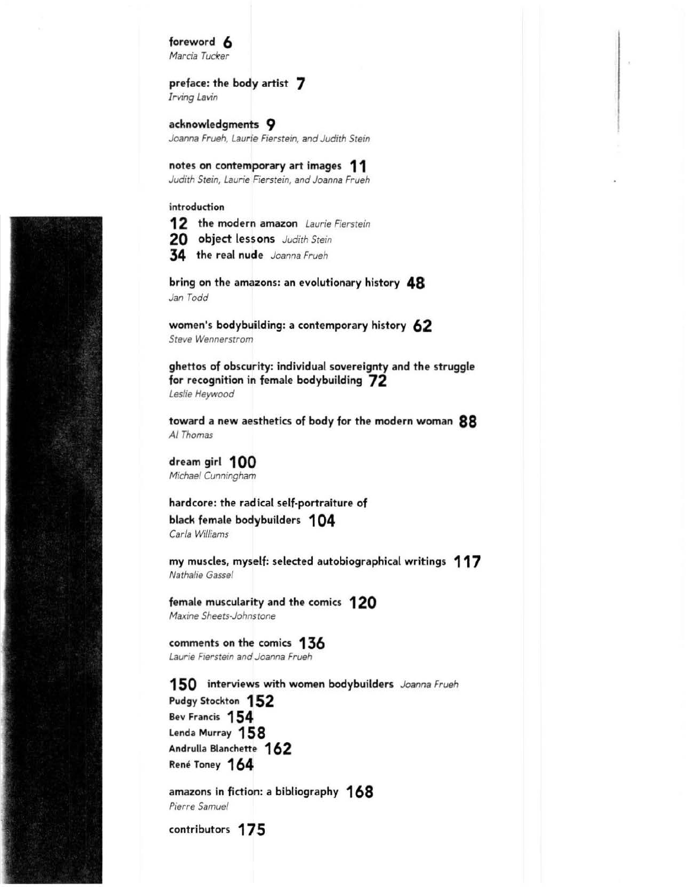**foreword** 6
*Marcia Tucker*

**preface: the body artist** 7
*Irving Lavin*

**acknowledgments** 9
*Joanna Frueh, Laurie Fierstein, and Judith Stein*

**notes on contemporary art images** 11
*Judith Stein, Laurie Fierstein, and Joanna Frueh*

**introduction**

12 **the modern amazon** *Laurie Fierstein*

20 **object lessons** *Judith Stein*

34 **the real nude** *Joanna Frueh*

**bring on the amazons: an evolutionary history** 48
*Jan Todd*

**women's bodybuilding: a contemporary history** 62
*Steve Wennerstrom*

**ghettos of obscurity: individual sovereignty and the struggle for recognition in female bodybuilding** 72
*Leslie Heywood*

**toward a new aesthetics of body for the modern woman** 88
*Al Thomas*

**dream girl** 100
*Michael Cunningham*

**hardcore: the radical self-portraiture of black female bodybuilders** 104
*Carla Williams*

**my muscles, myself: selected autobiographical writings** 117
*Nathalie Gassel*

**female muscularity and the comics** 120
*Maxine Sheets-Johnstone*

**comments on the comics** 136
*Laurie Fierstein and Joanna Frueh*

150 **interviews with women bodybuilders** *Joanna Frueh*

**Pudgy Stockton** 152

**Bev Francis** 154

**Lenda Murray** 158

**Andrulla Blanchette** 162

**René Toney** 164

**amazons in fiction: a bibliography** 168
*Pierre Samuel*

**contributors** 175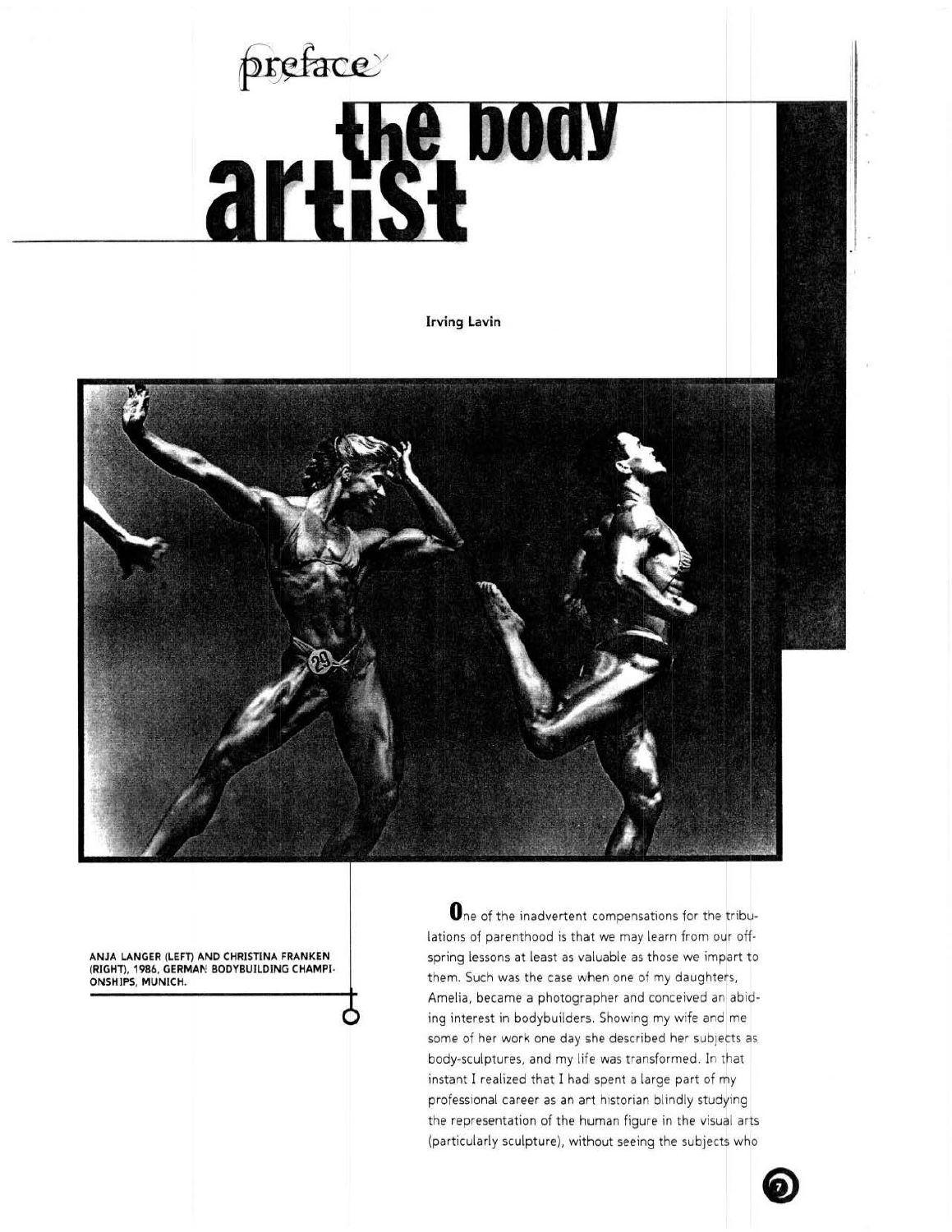preface

# the body artist

**Irving Lavin**

**ANJA LANGER (LEFT) AND CHRISTINA FRANKEN (RIGHT), 1986, GERMAN BODYBUILDING CHAMPIONSHIPS, MUNICH.**

One of the inadvertent compensations for the tribulations of parenthood is that we may learn from our offspring lessons at least as valuable as those we impart to them. Such was the case when one of my daughters, Amelia, became a photographer and conceived an abiding interest in bodybuilders. Showing my wife and me some of her work one day she described her subjects as body-sculptures, and my life was transformed. In that instant I realized that I had spent a large part of my professional career as an art historian blindly studying the representation of the human figure in the visual arts (particularly sculpture), without seeing the subjects who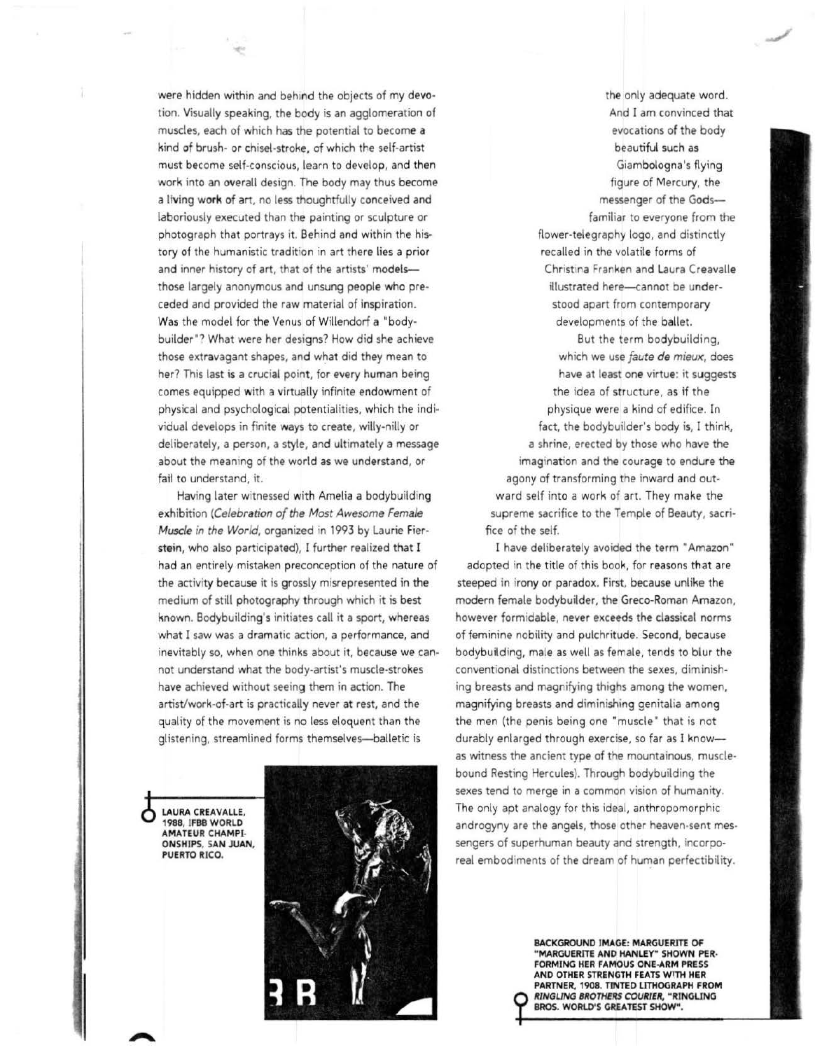were hidden within and behind the objects of my devotion. Visually speaking, the body is an agglomeration of muscles, each of which has the potential to become a kind of brush- or chisel-stroke, of which the self-artist must become self-conscious, learn to develop, and then work into an overall design. The body may thus become a living work of art, no less thoughtfully conceived and laboriously executed than the painting or sculpture or photograph that portrays it. Behind and within the history of the humanistic tradition in art there lies a prior and inner history of art, that of the artists' models—those largely anonymous and unsung people who preceded and provided the raw material of inspiration. Was the model for the Venus of Willendorf a "bodybuilder"? What were her designs? How did she achieve those extravagant shapes, and what did they mean to her? This last is a crucial point, for every human being comes equipped with a virtually infinite endowment of physical and psychological potentialities, which the individual develops in finite ways to create, willy-nilly or deliberately, a person, a style, and ultimately a message about the meaning of the world as we understand, or fail to understand, it.

Having later witnessed with Amelia a bodybuilding exhibition (*Celebration of the Most Awesome Female Muscle in the World*, organized in 1993 by Laurie Fierstein, who also participated), I further realized that I had an entirely mistaken preconception of the nature of the activity because it is grossly misrepresented in the medium of still photography through which it is best known. Bodybuilding's initiates call it a sport, whereas what I saw was a dramatic action, a performance, and inevitably so, when one thinks about it, because we cannot understand what the body-artist's muscle-strokes have achieved without seeing them in action. The artist/work-of-art is practically never at rest, and the quality of the movement is no less eloquent than the glistening, streamlined forms themselves—balletic is the only adequate word. And I am convinced that evocations of the body beautiful such as Giambologna's flying figure of Mercury, the messenger of the Gods—familiar to everyone from the flower-telegraphy logo, and distinctly recalled in the volatile forms of Christina Franken and Laura Creavalle illustrated here—cannot be understood apart from contemporary developments of the ballet.

But the term bodybuilding, which we use *faute de mieux*, does have at least one virtue: it suggests the idea of structure, as if the physique were a kind of edifice. In fact, the bodybuilder's body is, I think, a shrine, erected by those who have the imagination and the courage to endure the agony of transforming the inward and outward self into a work of art. They make the supreme sacrifice to the Temple of Beauty, sacrifice of the self.

I have deliberately avoided the term "Amazon" adopted in the title of this book, for reasons that are steeped in irony or paradox. First, because unlike the modern female bodybuilder, the Greco-Roman Amazon, however formidable, never exceeds the classical norms of feminine nobility and pulchritude. Second, because bodybuilding, male as well as female, tends to blur the conventional distinctions between the sexes, diminishing breasts and magnifying thighs among the women, magnifying breasts and diminishing genitalia among the men (the penis being one "muscle" that is not durably enlarged through exercise, so far as I know—as witness the ancient type of the mountainous, muscle-bound Resting Hercules). Through bodybuilding the sexes tend to merge in a common vision of humanity. The only apt analogy for this ideal, anthropomorphic androgyny are the angels, those other heaven-sent messengers of superhuman beauty and strength, incorporeal embodiments of the dream of human perfectibility.

**LAURA CREAVALLE, 1988, IFBB WORLD AMATEUR CHAMPIONSHIPS, SAN JUAN, PUERTO RICO.**

**BACKGROUND IMAGE: MARGUERITE OF "MARGUERITE AND HANLEY" SHOWN PERFORMING HER FAMOUS ONE-ARM PRESS AND OTHER STRENGTH FEATS WITH HER PARTNER, 1908. TINTED LITHOGRAPH FROM *RINGLING BROTHERS COURIER*, "RINGLING BROS. WORLD'S GREATEST SHOW".**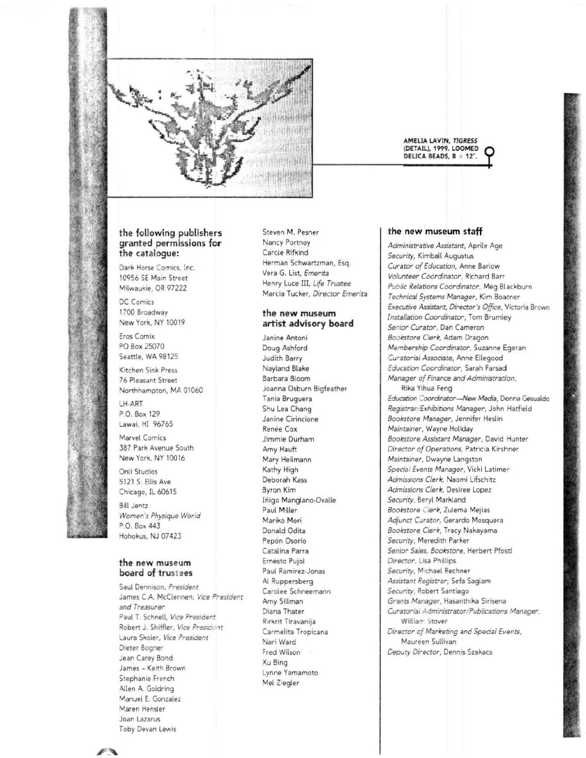AMELIA LAVIN, *TIGRESS* (DETAIL), 1999. LOOMED DELICA BEADS, 8 × 12".

## the following publishers granted permissions for the catalogue:

Dark Horse Comics, Inc.
10956 SE Main Street
Milwaukie, OR 97222

DC Comics
1700 Broadway
New York, NY 10019

Eros Comix
PO Box 25070
Seattle, WA 98125

Kitchen Sink Press
76 Pleasant Street
Northhampton, MA 01060

LH-ART
P.O. Box 129
Lawai, HI 96765

Marvel Comics
387 Park Avenue South
New York, NY 10016

Onli Studios
5121 S. Ellis Ave
Chicago, IL 60615

Bill Jentz
*Women's Physique World*
P.O. Box 443
Hohokus, NJ 07423

## the new museum board of trustees

Saul Dennison, *President*
James C.A. McClennen, *Vice President and Treasurer*
Paul T. Schnell, *Vice President*
Robert J. Shiffler, *Vice President*
Laura Skoler, *Vice President*
Dieter Bogner
Jean Carey Bond
James - Keith Brown
Stephanie French
Allen A. Goldring
Manuel E. Gonzalez
Maren Hensler
Joan Lazarus
Toby Devan Lewis
Steven M. Pesner
Nancy Portnoy
Carole Rifkind
Herman Schwartzman, Esq.
Vera G. List, *Emerita*
Henry Luce III, *Life Trustee*
Marcia Tucker, *Director Emerita*

## the new museum artist advisory board

Janine Antoni
Doug Ashford
Judith Barry
Nayland Blake
Barbara Bloom
Joanna Osburn Bigfeather
Tania Bruguera
Shu Lea Chang
Janine Cirincione
Renée Cox
Jimmie Durham
Amy Hauft
Mary Heilmann
Kathy High
Deborah Kass
Byron Kim
Iñigo Manglano-Ovalle
Paul Miller
Mariko Mori
Donald Odita
Pepón Osorio
Catalina Parra
Ernesto Pujol
Paul Ramirez-Jonas
Al Ruppersberg
Carolee Schneemann
Amy Sillman
Diana Thater
Rirkrit Tiravanija
Carmelita Tropicana
Nari Ward
Fred Wilson
Xu Bing
Lynne Yamamoto
Mel Ziegler

## the new museum staff

*Administrative Assistant*, Aprile Age
*Security*, Kimball Augustus
*Curator of Education*, Anne Barlow
*Volunteer Coordinator*, Richard Barr
*Public Relations Coordinator*, Meg Blackburn
*Technical Systems Manager*, Kim Boatner
*Executive Assistant, Director's Office*, Victoria Brown
*Installation Coordinator*, Tom Brumley
*Senior Curator*, Dan Cameron
*Bookstore Clerk*, Adam Dragon
*Membership Coordinator*, Suzanne Egeran
*Curatorial Associate*, Anne Ellegood
*Education Coordinator*, Sarah Farsad
*Manager of Finance and Administration*, Rika Yihua Feng
*Education Coordinator—New Media*, Donna Gesualdo
*Registrar/Exhibitions Manager*, John Hatfield
*Bookstore Manager*, Jennifer Heslin
*Maintainer*, Wayne Holiday
*Bookstore Assistant Manager*, David Hunter
*Director of Operations*, Patricia Kirshner
*Maintainer*, Dwayne Langston
*Special Events Manager*, Vicki Latimer
*Admissions Clerk*, Naomi Lifschitz
*Admissions Clerk*, Desiree Lopez
*Security*, Beryl Markland
*Bookstore Clerk*, Zulema Mejias
*Adjunct Curator*, Gerardo Mosquera
*Bookstore Clerk*, Tracy Nakayama
*Security*, Meredith Parker
*Senior Sales, Bookstore*, Herbert Pfostl
*Director*, Lisa Phillips
*Security*, Michael Rechner
*Assistant Registrar*, Sefa Saglam
*Security*, Robert Santiago
*Grants Manager*, Hasanthika Sirisena
*Curatorial Administrator/Publications Manager*, William Stover
*Director of Marketing and Special Events*, Maureen Sullivan
*Deputy Director*, Dennis Szakacs